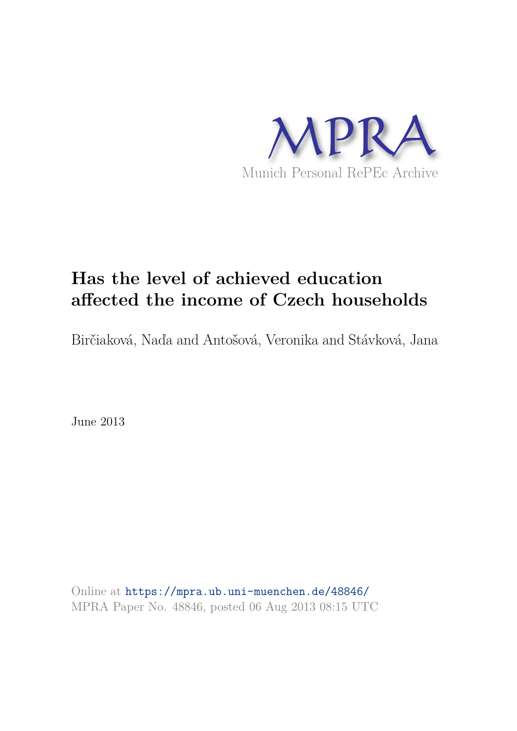MPRA

Munich Personal RePEc Archive

# Has the level of achieved education affected the income of Czech households

Birčiaková, Naďa and Antošová, Veronika and Stávková, Jana

June 2013

Online at https://mpra.ub.uni-muenchen.de/48846/
MPRA Paper No. 48846, posted 06 Aug 2013 08:15 UTC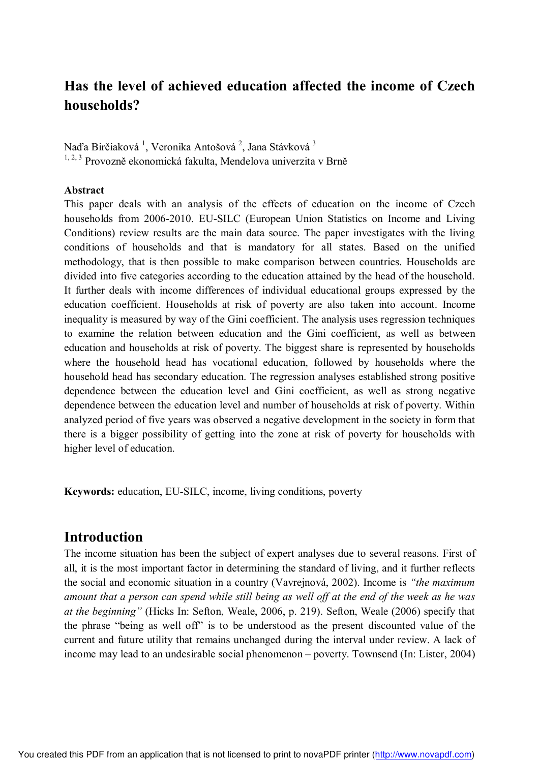# Has the level of achieved education affected the income of Czech households?

Naďa Birčiaková [1], Veronika Antošová [2], Jana Stávková [3]
[1, 2, 3] Provozně ekonomická fakulta, Mendelova univerzita v Brně

**Abstract**

This paper deals with an analysis of the effects of education on the income of Czech households from 2006-2010. EU-SILC (European Union Statistics on Income and Living Conditions) review results are the main data source. The paper investigates with the living conditions of households and that is mandatory for all states. Based on the unified methodology, that is then possible to make comparison between countries. Households are divided into five categories according to the education attained by the head of the household. It further deals with income differences of individual educational groups expressed by the education coefficient. Households at risk of poverty are also taken into account. Income inequality is measured by way of the Gini coefficient. The analysis uses regression techniques to examine the relation between education and the Gini coefficient, as well as between education and households at risk of poverty. The biggest share is represented by households where the household head has vocational education, followed by households where the household head has secondary education. The regression analyses established strong positive dependence between the education level and Gini coefficient, as well as strong negative dependence between the education level and number of households at risk of poverty. Within analyzed period of five years was observed a negative development in the society in form that there is a bigger possibility of getting into the zone at risk of poverty for households with higher level of education.

**Keywords:** education, EU-SILC, income, living conditions, poverty

## Introduction

The income situation has been the subject of expert analyses due to several reasons. First of all, it is the most important factor in determining the standard of living, and it further reflects the social and economic situation in a country (Vavrejnová, 2002). Income is *"the maximum amount that a person can spend while still being as well off at the end of the week as he was at the beginning"* (Hicks In: Sefton, Weale, 2006, p. 219). Sefton, Weale (2006) specify that the phrase "being as well off" is to be understood as the present discounted value of the current and future utility that remains unchanged during the interval under review. A lack of income may lead to an undesirable social phenomenon – poverty. Townsend (In: Lister, 2004)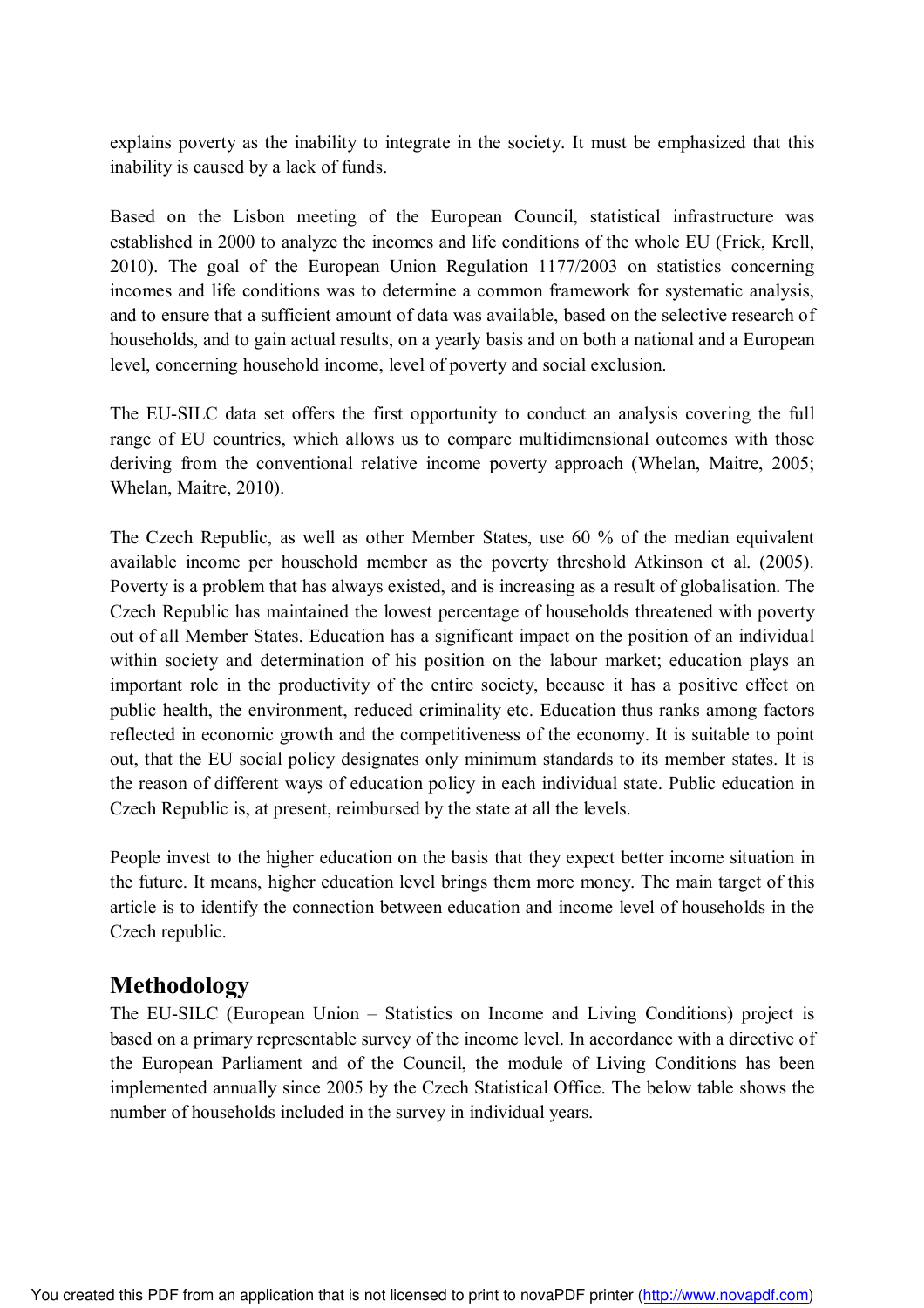explains poverty as the inability to integrate in the society. It must be emphasized that this inability is caused by a lack of funds.

Based on the Lisbon meeting of the European Council, statistical infrastructure was established in 2000 to analyze the incomes and life conditions of the whole EU (Frick, Krell, 2010). The goal of the European Union Regulation 1177/2003 on statistics concerning incomes and life conditions was to determine a common framework for systematic analysis, and to ensure that a sufficient amount of data was available, based on the selective research of households, and to gain actual results, on a yearly basis and on both a national and a European level, concerning household income, level of poverty and social exclusion.

The EU-SILC data set offers the first opportunity to conduct an analysis covering the full range of EU countries, which allows us to compare multidimensional outcomes with those deriving from the conventional relative income poverty approach (Whelan, Maitre, 2005; Whelan, Maitre, 2010).

The Czech Republic, as well as other Member States, use 60 % of the median equivalent available income per household member as the poverty threshold Atkinson et al. (2005). Poverty is a problem that has always existed, and is increasing as a result of globalisation. The Czech Republic has maintained the lowest percentage of households threatened with poverty out of all Member States. Education has a significant impact on the position of an individual within society and determination of his position on the labour market; education plays an important role in the productivity of the entire society, because it has a positive effect on public health, the environment, reduced criminality etc. Education thus ranks among factors reflected in economic growth and the competitiveness of the economy. It is suitable to point out, that the EU social policy designates only minimum standards to its member states. It is the reason of different ways of education policy in each individual state. Public education in Czech Republic is, at present, reimbursed by the state at all the levels.

People invest to the higher education on the basis that they expect better income situation in the future. It means, higher education level brings them more money. The main target of this article is to identify the connection between education and income level of households in the Czech republic.

## Methodology

The EU-SILC (European Union – Statistics on Income and Living Conditions) project is based on a primary representable survey of the income level. In accordance with a directive of the European Parliament and of the Council, the module of Living Conditions has been implemented annually since 2005 by the Czech Statistical Office. The below table shows the number of households included in the survey in individual years.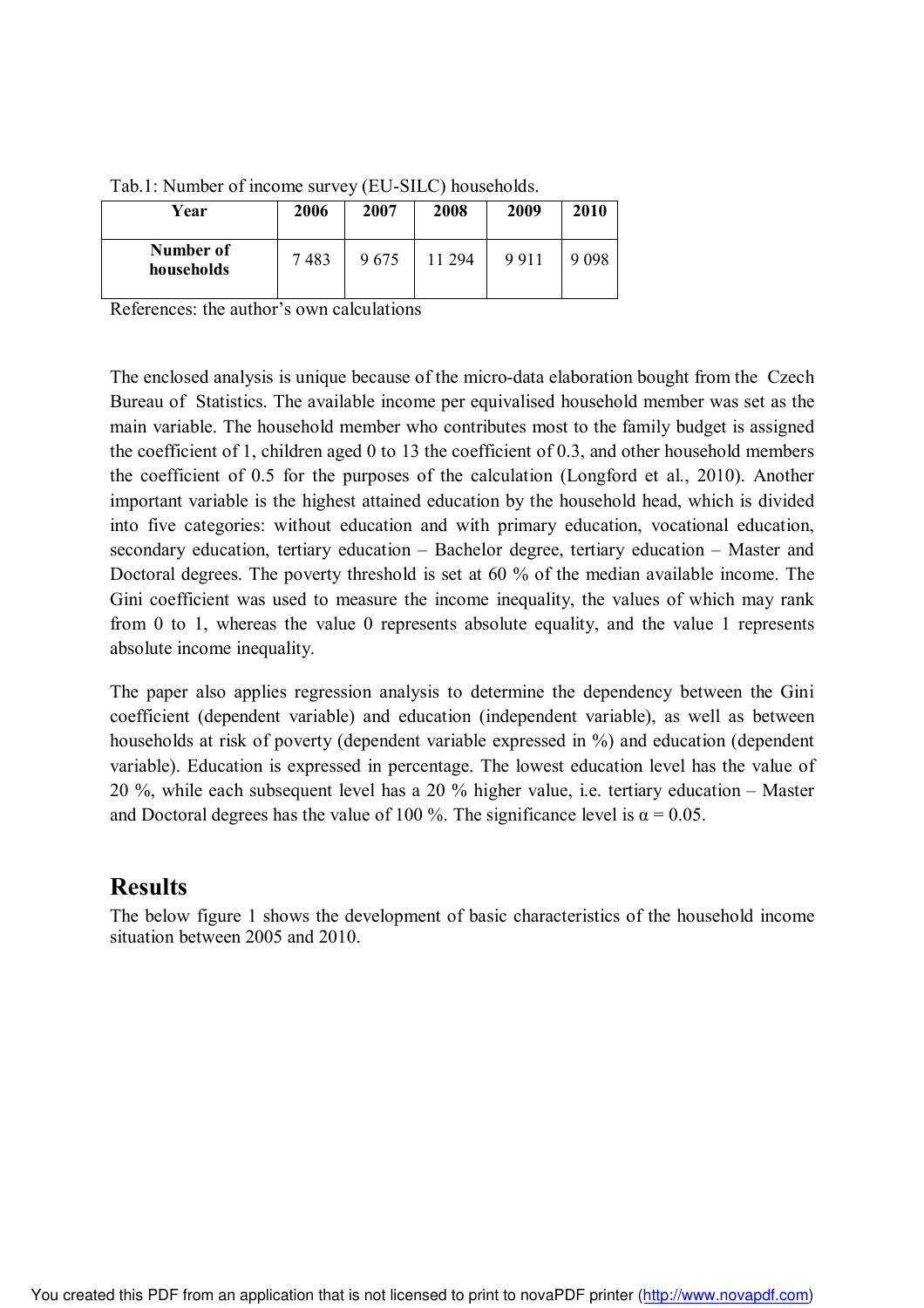Tab.1: Number of income survey (EU-SILC) households.

| Year | 2006 | 2007 | 2008 | 2009 | 2010 |
|---|---|---|---|---|---|
| **Number of households** | 7 483 | 9 675 | 11 294 | 9 911 | 9 098 |

References: the author's own calculations

The enclosed analysis is unique because of the micro-data elaboration bought from the Czech Bureau of Statistics. The available income per equivalised household member was set as the main variable. The household member who contributes most to the family budget is assigned the coefficient of 1, children aged 0 to 13 the coefficient of 0.3, and other household members the coefficient of 0.5 for the purposes of the calculation (Longford et al., 2010). Another important variable is the highest attained education by the household head, which is divided into five categories: without education and with primary education, vocational education, secondary education, tertiary education – Bachelor degree, tertiary education – Master and Doctoral degrees. The poverty threshold is set at 60 % of the median available income. The Gini coefficient was used to measure the income inequality, the values of which may rank from 0 to 1, whereas the value 0 represents absolute equality, and the value 1 represents absolute income inequality.

The paper also applies regression analysis to determine the dependency between the Gini coefficient (dependent variable) and education (independent variable), as well as between households at risk of poverty (dependent variable expressed in %) and education (dependent variable). Education is expressed in percentage. The lowest education level has the value of 20 %, while each subsequent level has a 20 % higher value, i.e. tertiary education – Master and Doctoral degrees has the value of 100 %. The significance level is $\alpha = 0.05$.

## Results

The below figure 1 shows the development of basic characteristics of the household income situation between 2005 and 2010.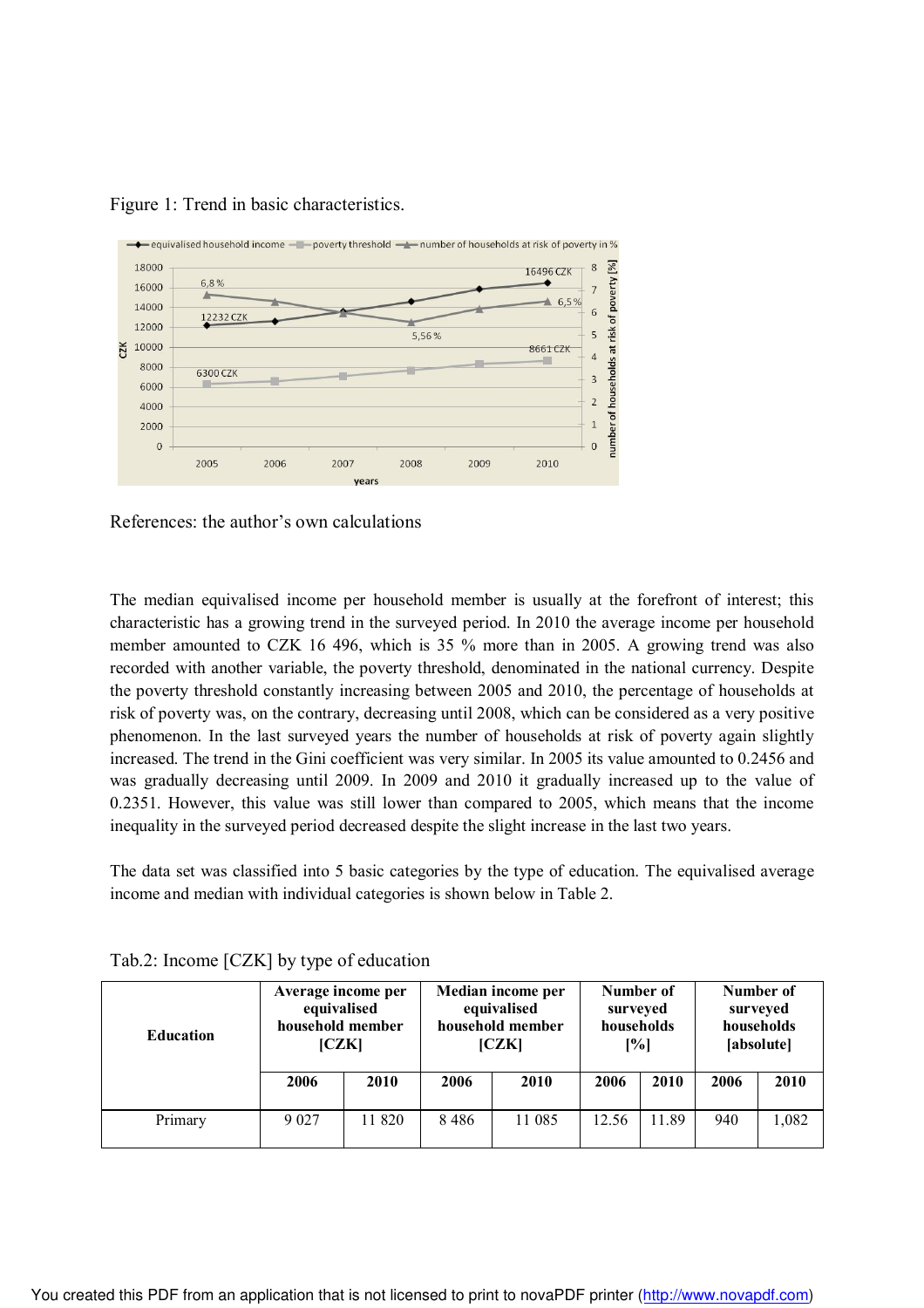Figure 1: Trend in basic characteristics.

References: the author's own calculations

The median equivalised income per household member is usually at the forefront of interest; this characteristic has a growing trend in the surveyed period. In 2010 the average income per household member amounted to CZK 16 496, which is 35 % more than in 2005. A growing trend was also recorded with another variable, the poverty threshold, denominated in the national currency. Despite the poverty threshold constantly increasing between 2005 and 2010, the percentage of households at risk of poverty was, on the contrary, decreasing until 2008, which can be considered as a very positive phenomenon. In the last surveyed years the number of households at risk of poverty again slightly increased. The trend in the Gini coefficient was very similar. In 2005 its value amounted to 0.2456 and was gradually decreasing until 2009. In 2009 and 2010 it gradually increased up to the value of 0.2351. However, this value was still lower than compared to 2005, which means that the income inequality in the surveyed period decreased despite the slight increase in the last two years.

The data set was classified into 5 basic categories by the type of education. The equivalised average income and median with individual categories is shown below in Table 2.

Tab.2: Income [CZK] by type of education

| Education | Average income per equivalised household member [CZK] | | Median income per equivalised household member [CZK] | | Number of surveyed households [%] | | Number of surveyed households [absolute] | |
|---|---|---|---|---|---|---|---|---|
| | 2006 | 2010 | 2006 | 2010 | 2006 | 2010 | 2006 | 2010 |
| Primary | 9 027 | 11 820 | 8 486 | 11 085 | 12.56 | 11.89 | 940 | 1,082 |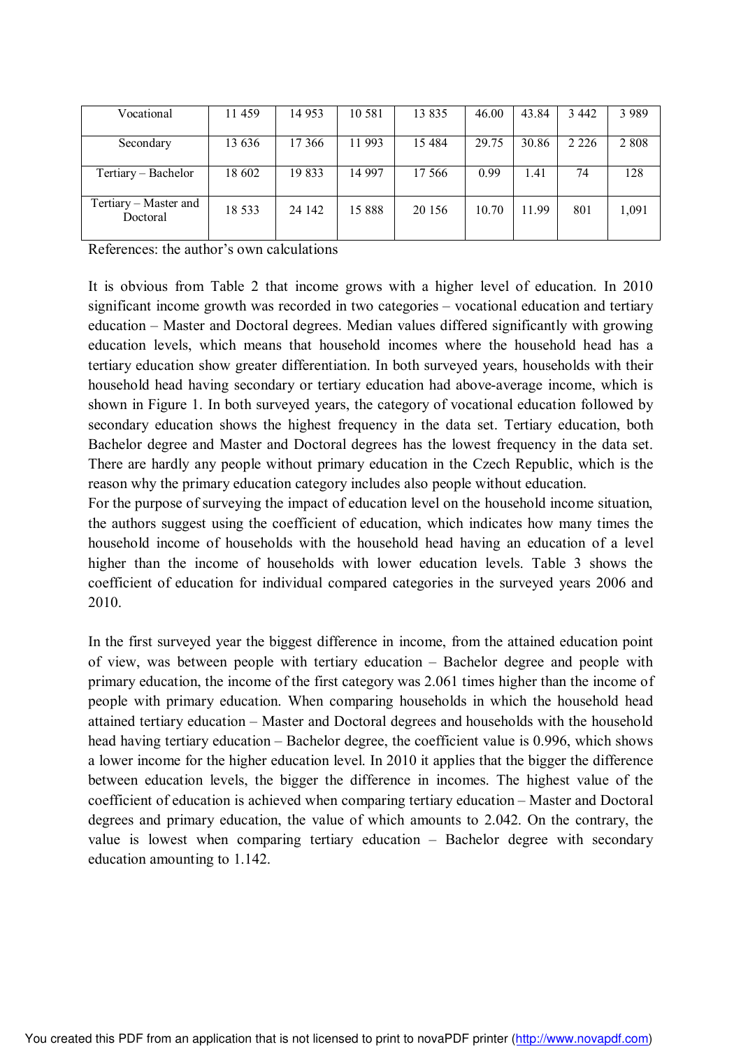| Vocational | 11 459 | 14 953 | 10 581 | 13 835 | 46.00 | 43.84 | 3 442 | 3 989 |
|---|---|---|---|---|---|---|---|---|
| Secondary | 13 636 | 17 366 | 11 993 | 15 484 | 29.75 | 30.86 | 2 226 | 2 808 |
| Tertiary – Bachelor | 18 602 | 19 833 | 14 997 | 17 566 | 0.99 | 1.41 | 74 | 128 |
| Tertiary – Master and Doctoral | 18 533 | 24 142 | 15 888 | 20 156 | 10.70 | 11.99 | 801 | 1,091 |

References: the author's own calculations

It is obvious from Table 2 that income grows with a higher level of education. In 2010 significant income growth was recorded in two categories – vocational education and tertiary education – Master and Doctoral degrees. Median values differed significantly with growing education levels, which means that household incomes where the household head has a tertiary education show greater differentiation. In both surveyed years, households with their household head having secondary or tertiary education had above-average income, which is shown in Figure 1. In both surveyed years, the category of vocational education followed by secondary education shows the highest frequency in the data set. Tertiary education, both Bachelor degree and Master and Doctoral degrees has the lowest frequency in the data set. There are hardly any people without primary education in the Czech Republic, which is the reason why the primary education category includes also people without education.

For the purpose of surveying the impact of education level on the household income situation, the authors suggest using the coefficient of education, which indicates how many times the household income of households with the household head having an education of a level higher than the income of households with lower education levels. Table 3 shows the coefficient of education for individual compared categories in the surveyed years 2006 and 2010.

In the first surveyed year the biggest difference in income, from the attained education point of view, was between people with tertiary education – Bachelor degree and people with primary education, the income of the first category was 2.061 times higher than the income of people with primary education. When comparing households in which the household head attained tertiary education – Master and Doctoral degrees and households with the household head having tertiary education – Bachelor degree, the coefficient value is 0.996, which shows a lower income for the higher education level. In 2010 it applies that the bigger the difference between education levels, the bigger the difference in incomes. The highest value of the coefficient of education is achieved when comparing tertiary education – Master and Doctoral degrees and primary education, the value of which amounts to 2.042. On the contrary, the value is lowest when comparing tertiary education – Bachelor degree with secondary education amounting to 1.142.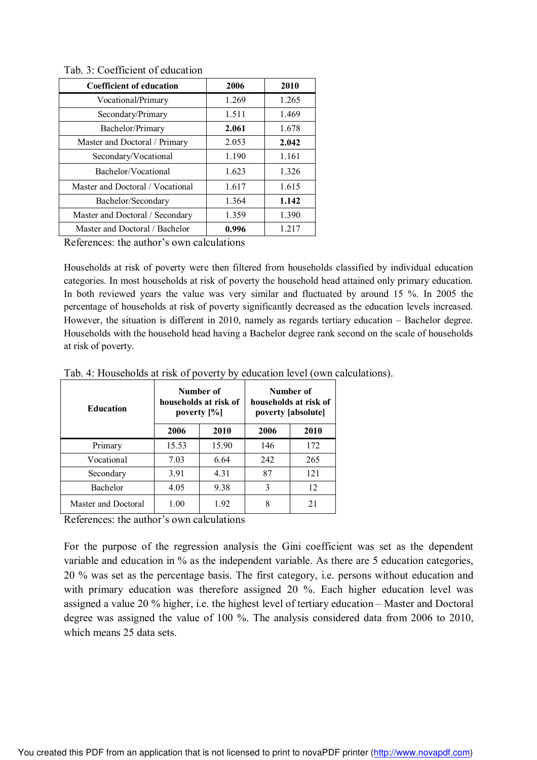Tab. 3: Coefficient of education

| Coefficient of education | 2006 | 2010 |
|---|---|---|
| Vocational/Primary | 1.269 | 1.265 |
| Secondary/Primary | 1.511 | 1.469 |
| Bachelor/Primary | **2.061** | 1.678 |
| Master and Doctoral / Primary | 2.053 | **2.042** |
| Secondary/Vocational | 1.190 | 1.161 |
| Bachelor/Vocational | 1.623 | 1.326 |
| Master and Doctoral / Vocational | 1.617 | 1.615 |
| Bachelor/Secondary | 1.364 | **1.142** |
| Master and Doctoral / Secondary | 1.359 | 1.390 |
| Master and Doctoral / Bachelor | **0.996** | 1.217 |

References: the author's own calculations

Households at risk of poverty were then filtered from households classified by individual education categories. In most households at risk of poverty the household head attained only primary education. In both reviewed years the value was very similar and fluctuated by around 15 %. In 2005 the percentage of households at risk of poverty significantly decreased as the education levels increased. However, the situation is different in 2010, namely as regards tertiary education – Bachelor degree. Households with the household head having a Bachelor degree rank second on the scale of households at risk of poverty.

Tab. 4: Households at risk of poverty by education level (own calculations).

| Education | Number of households at risk of poverty [%] | | Number of households at risk of poverty [absolute] | |
|---|---|---|---|---|
| | 2006 | 2010 | 2006 | 2010 |
| Primary | 15.53 | 15.90 | 146 | 172 |
| Vocational | 7.03 | 6.64 | 242 | 265 |
| Secondary | 3.91 | 4.31 | 87 | 121 |
| Bachelor | 4.05 | 9.38 | 3 | 12 |
| Master and Doctoral | 1.00 | 1.92 | 8 | 21 |

References: the author's own calculations

For the purpose of the regression analysis the Gini coefficient was set as the dependent variable and education in % as the independent variable. As there are 5 education categories, 20 % was set as the percentage basis. The first category, i.e. persons without education and with primary education was therefore assigned 20 %. Each higher education level was assigned a value 20 % higher, i.e. the highest level of tertiary education – Master and Doctoral degree was assigned the value of 100 %. The analysis considered data from 2006 to 2010, which means 25 data sets.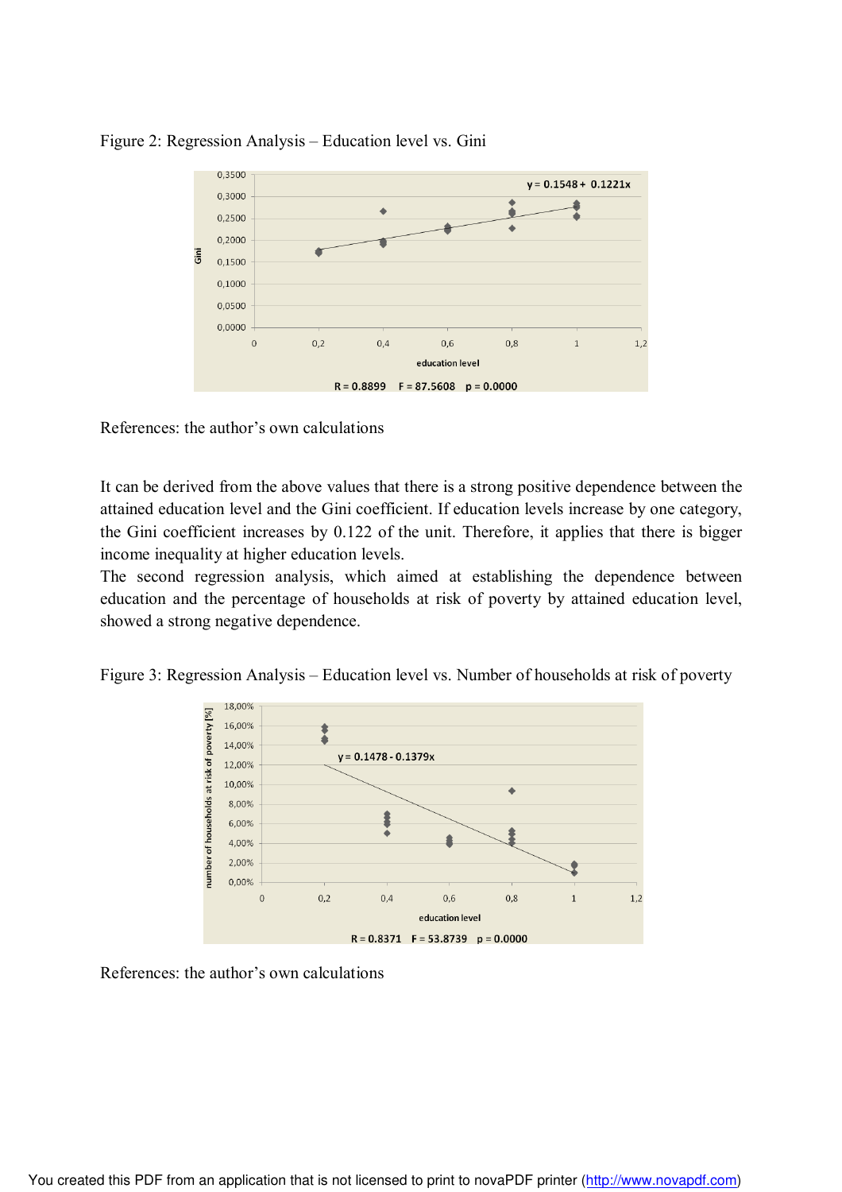Figure 2: Regression Analysis – Education level vs. Gini

References: the author's own calculations

It can be derived from the above values that there is a strong positive dependence between the attained education level and the Gini coefficient. If education levels increase by one category, the Gini coefficient increases by 0.122 of the unit. Therefore, it applies that there is bigger income inequality at higher education levels.

The second regression analysis, which aimed at establishing the dependence between education and the percentage of households at risk of poverty by attained education level, showed a strong negative dependence.

Figure 3: Regression Analysis – Education level vs. Number of households at risk of poverty

References: the author's own calculations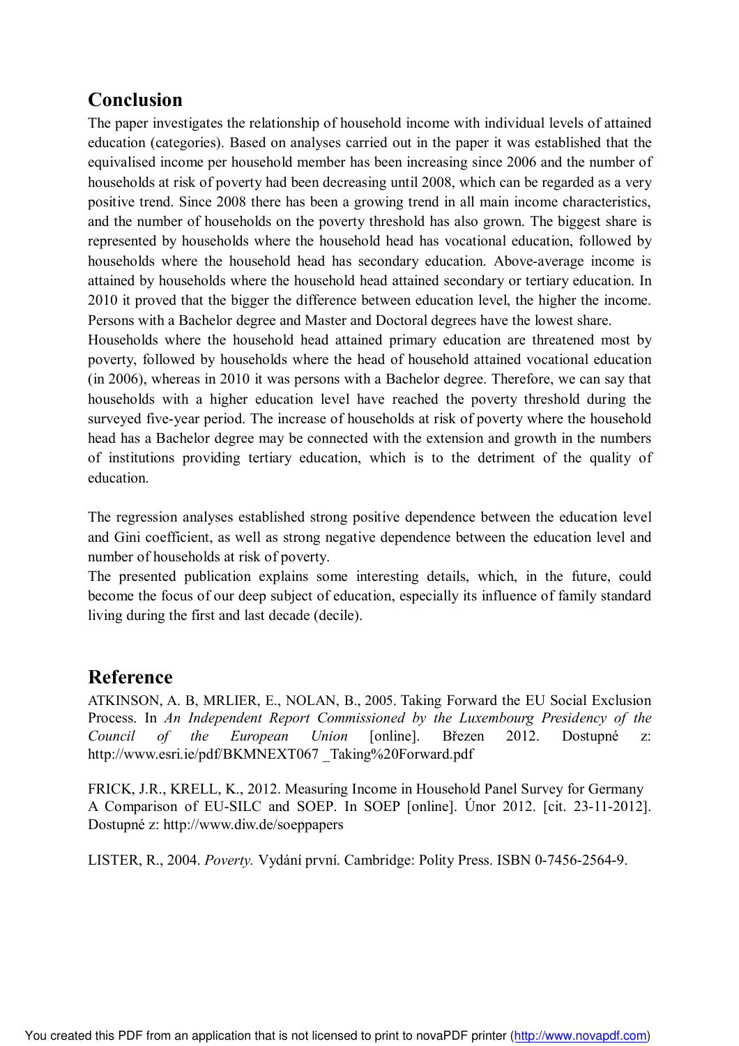## Conclusion

The paper investigates the relationship of household income with individual levels of attained education (categories). Based on analyses carried out in the paper it was established that the equivalised income per household member has been increasing since 2006 and the number of households at risk of poverty had been decreasing until 2008, which can be regarded as a very positive trend. Since 2008 there has been a growing trend in all main income characteristics, and the number of households on the poverty threshold has also grown. The biggest share is represented by households where the household head has vocational education, followed by households where the household head has secondary education. Above-average income is attained by households where the household head attained secondary or tertiary education. In 2010 it proved that the bigger the difference between education level, the higher the income. Persons with a Bachelor degree and Master and Doctoral degrees have the lowest share.

Households where the household head attained primary education are threatened most by poverty, followed by households where the head of household attained vocational education (in 2006), whereas in 2010 it was persons with a Bachelor degree. Therefore, we can say that households with a higher education level have reached the poverty threshold during the surveyed five-year period. The increase of households at risk of poverty where the household head has a Bachelor degree may be connected with the extension and growth in the numbers of institutions providing tertiary education, which is to the detriment of the quality of education.

The regression analyses established strong positive dependence between the education level and Gini coefficient, as well as strong negative dependence between the education level and number of households at risk of poverty.

The presented publication explains some interesting details, which, in the future, could become the focus of our deep subject of education, especially its influence of family standard living during the first and last decade (decile).

## Reference

ATKINSON, A. B, MRLIER, E., NOLAN, B., 2005. Taking Forward the EU Social Exclusion Process. In *An Independent Report Commissioned by the Luxembourg Presidency of the Council of the European Union* [online]. Březen 2012. Dostupné z: http://www.esri.ie/pdf/BKMNEXT067 _Taking%20Forward.pdf

FRICK, J.R., KRELL, K., 2012. Measuring Income in Household Panel Survey for Germany A Comparison of EU-SILC and SOEP. In SOEP [online]. Únor 2012. [cit. 23-11-2012]. Dostupné z: http://www.diw.de/soeppapers

LISTER, R., 2004. *Poverty.* Vydání první. Cambridge: Polity Press. ISBN 0-7456-2564-9.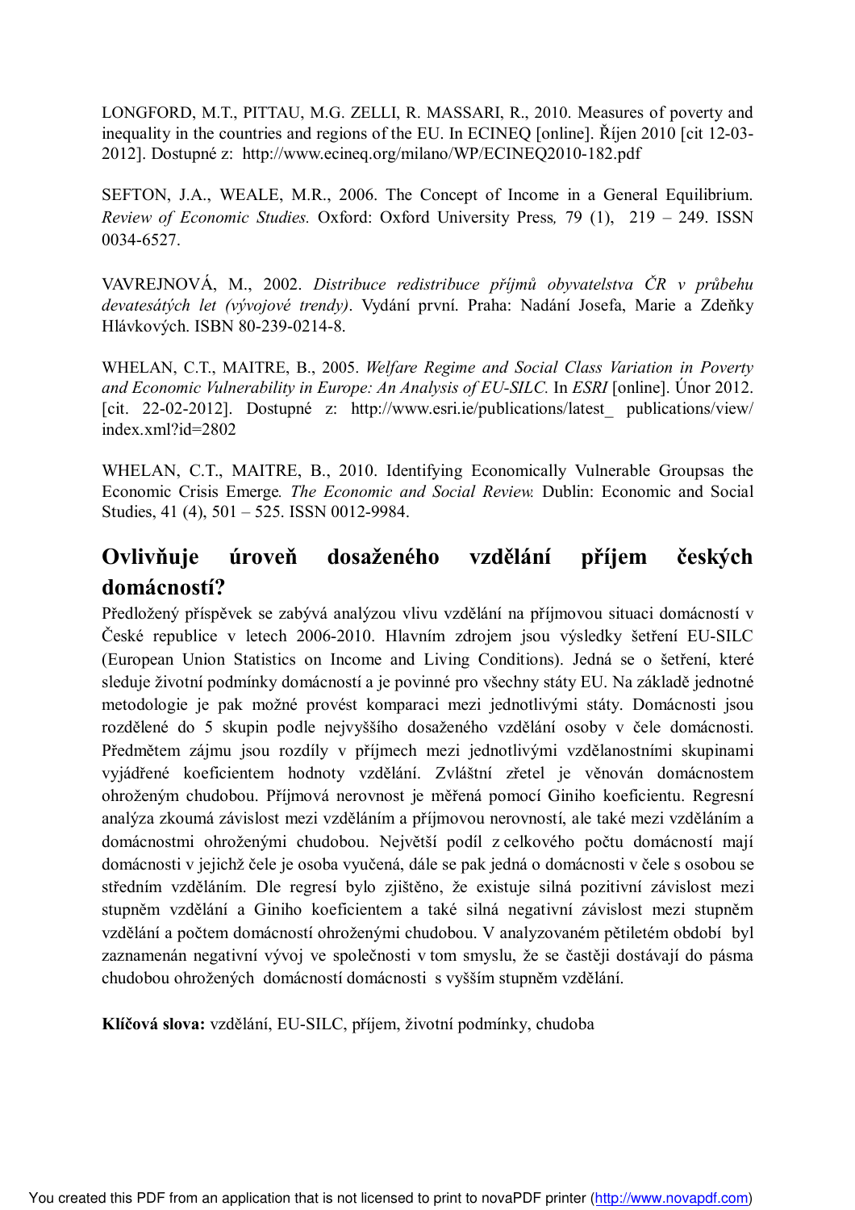LONGFORD, M.T., PITTAU, M.G. ZELLI, R. MASSARI, R., 2010. Measures of poverty and inequality in the countries and regions of the EU. In ECINEQ [online]. Říjen 2010 [cit 12-03-2012]. Dostupné z: http://www.ecineq.org/milano/WP/ECINEQ2010-182.pdf

SEFTON, J.A., WEALE, M.R., 2006. The Concept of Income in a General Equilibrium. *Review of Economic Studies.* Oxford: Oxford University Press, 79 (1), 219 – 249. ISSN 0034-6527.

VAVREJNOVÁ, M., 2002. *Distribuce redistribuce příjmů obyvatelstva ČR v průbehu devatesátých let (vývojové trendy).* Vydání první. Praha: Nadání Josefa, Marie a Zdeňky Hlávkových. ISBN 80-239-0214-8.

WHELAN, C.T., MAITRE, B., 2005. *Welfare Regime and Social Class Variation in Poverty and Economic Vulnerability in Europe: An Analysis of EU-SILC.* In *ESRI* [online]. Únor 2012. [cit. 22-02-2012]. Dostupné z: http://www.esri.ie/publications/latest_ publications/view/index.xml?id=2802

WHELAN, C.T., MAITRE, B., 2010. Identifying Economically Vulnerable Groupsas the Economic Crisis Emerge. *The Economic and Social Review.* Dublin: Economic and Social Studies, 41 (4), 501 – 525. ISSN 0012-9984.

## Ovlivňuje úroveň dosaženého vzdělání příjem českých domácností?

Předložený příspěvek se zabývá analýzou vlivu vzdělání na příjmovou situaci domácností v České republice v letech 2006-2010. Hlavním zdrojem jsou výsledky šetření EU-SILC (European Union Statistics on Income and Living Conditions). Jedná se o šetření, které sleduje životní podmínky domácností a je povinné pro všechny státy EU. Na základě jednotné metodologie je pak možné provést komparaci mezi jednotlivými státy. Domácnosti jsou rozdělené do 5 skupin podle nejvyššího dosaženého vzdělání osoby v čele domácnosti. Předmětem zájmu jsou rozdíly v příjmech mezi jednotlivými vzdělanostními skupinami vyjádřené koeficientem hodnoty vzdělání. Zvláštní zřetel je věnován domácnostem ohroženým chudobou. Příjmová nerovnost je měřená pomocí Giniho koeficientu. Regresní analýza zkoumá závislost mezi vzděláním a příjmovou nerovností, ale také mezi vzděláním a domácnostmi ohroženými chudobou. Největší podíl z celkového počtu domácností mají domácnosti v jejichž čele je osoba vyučená, dále se pak jedná o domácnosti v čele s osobou se středním vzděláním. Dle regresí bylo zjištěno, že existuje silná pozitivní závislost mezi stupněm vzdělání a Giniho koeficientem a také silná negativní závislost mezi stupněm vzdělání a počtem domácností ohroženými chudobou. V analyzovaném pětiletém období byl zaznamenán negativní vývoj ve společnosti v tom smyslu, že se častěji dostávají do pásma chudobou ohrožených domácností domácnosti s vyšším stupněm vzdělání.

**Klíčová slova:** vzdělání, EU-SILC, příjem, životní podmínky, chudoba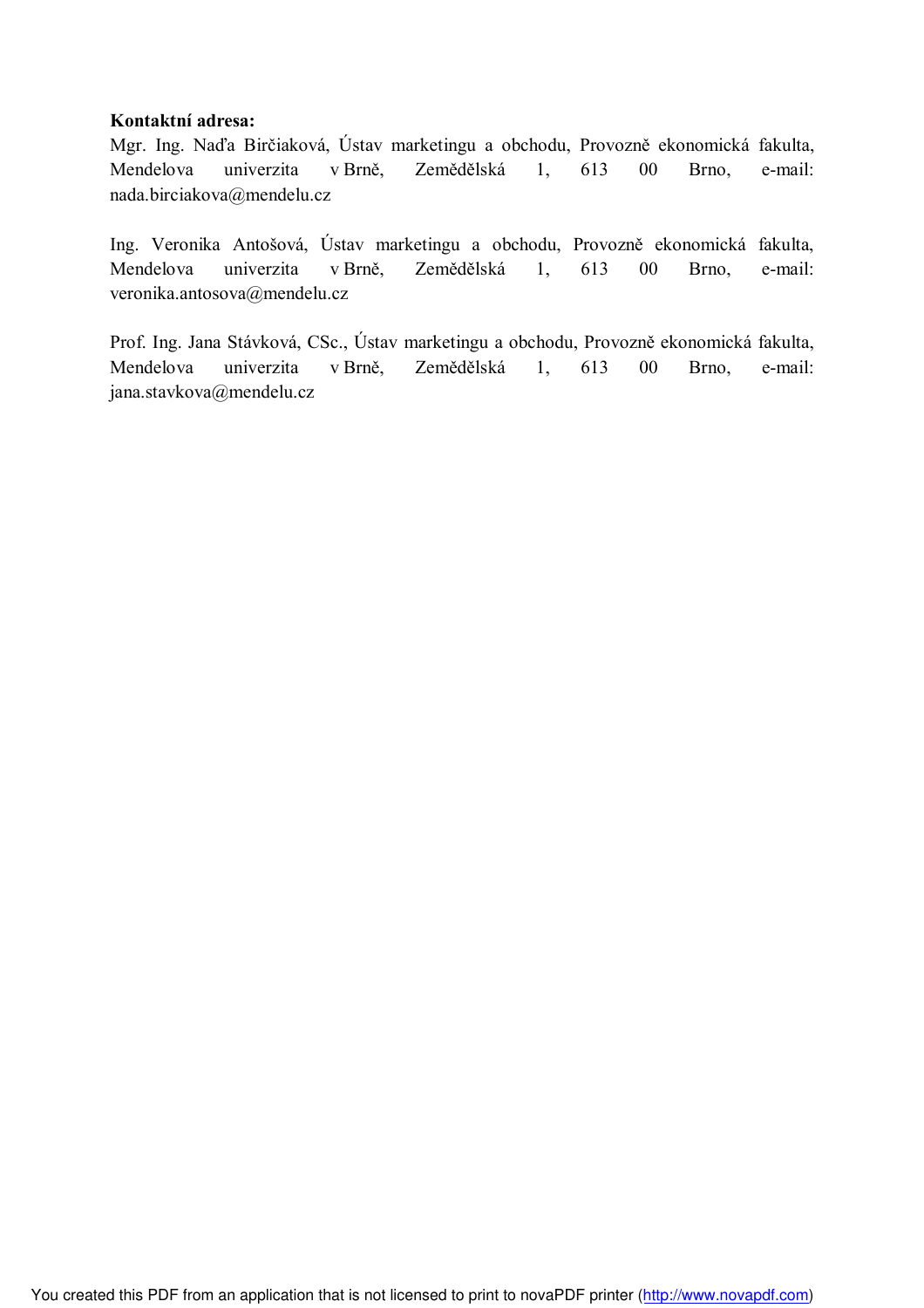**Kontaktní adresa:**

Mgr. Ing. Naďa Birčiaková, Ústav marketingu a obchodu, Provozně ekonomická fakulta, Mendelova univerzita v Brně, Zemědělská 1, 613 00 Brno, e-mail: nada.birciakova@mendelu.cz

Ing. Veronika Antošová, Ústav marketingu a obchodu, Provozně ekonomická fakulta, Mendelova univerzita v Brně, Zemědělská 1, 613 00 Brno, e-mail: veronika.antosova@mendelu.cz

Prof. Ing. Jana Stávková, CSc., Ústav marketingu a obchodu, Provozně ekonomická fakulta, Mendelova univerzita v Brně, Zemědělská 1, 613 00 Brno, e-mail: jana.stavkova@mendelu.cz